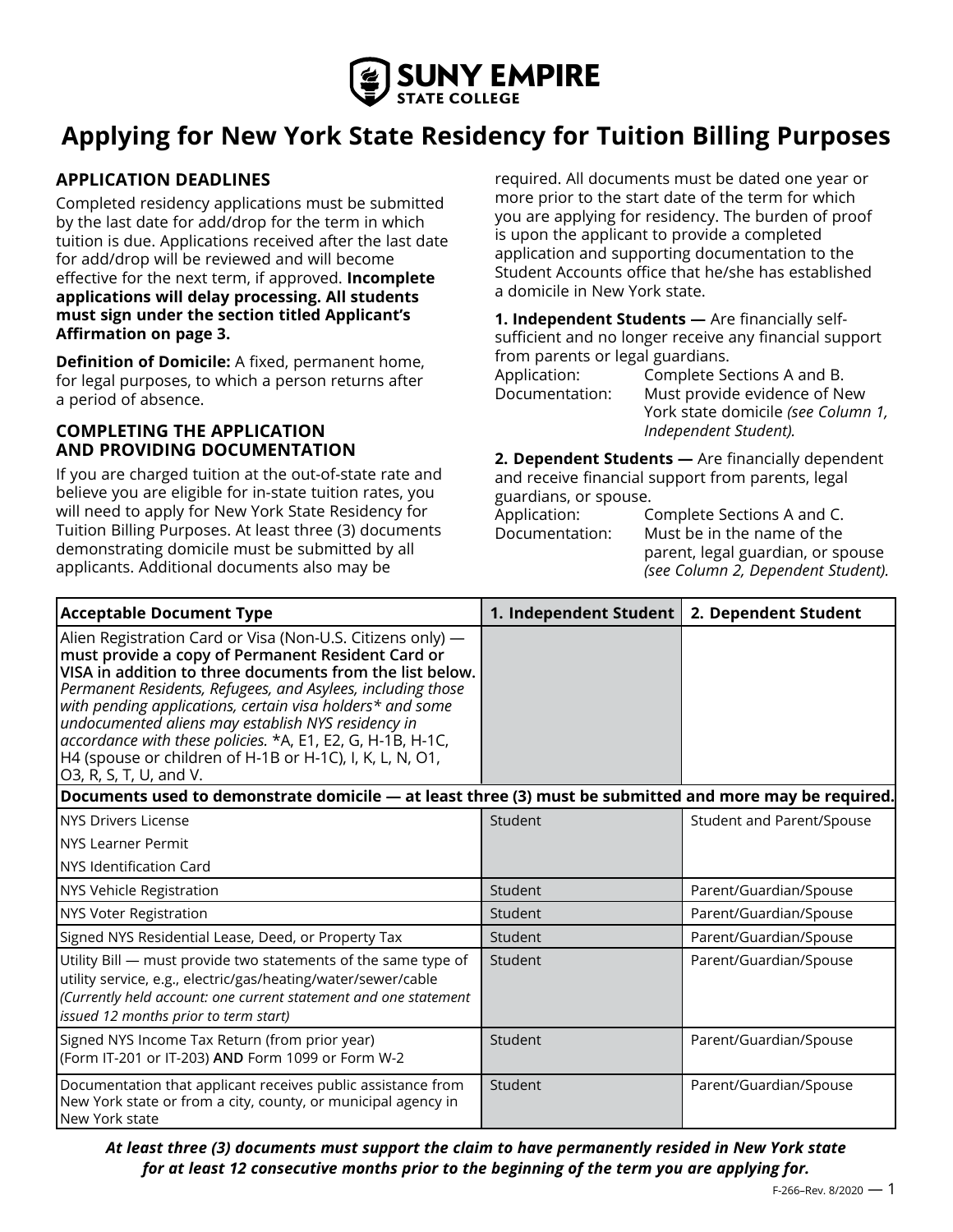# Applying for New York State Residency for Tuition Billing Purposes

## APPLICATION DEADLINES

Completed residency applications must be submitted by the last date for add/drop for the term in which tuition is due. Applications received after the last date for add/drop will be reviewed and will become effective for the next term, if approved. **Incomplete applications will delay processing. All students must sign under the section titled Applicant's Affirmation on page 3.**

**Definition of Domicile:** A fixed, permanent home, for legal purposes, to which a person returns after a period of absence.

## COMPLETING THE APPLICATION AND PROVIDING DOCUMENTATION

If you are charged tuition at the out-of-state rate and believe you are eligible for in-state tuition rates, you will need to apply for New York State Residency for Tuition Billing Purposes. At least three (3) documents demonstrating domicile must be submitted by all applicants. Additional documents also may be required. All documents must be dated one year or more prior to the start date of the term for which you are applying for residency. The burden of proof is upon the applicant to provide a completed application and supporting documentation to the Student Accounts office that he/she has established a domicile in New York state.

**1. Independent Students —** Are financially self-sufficient and no longer receive any financial support from parents or legal guardians.

Application: Complete Sections A and B.
Documentation: Must provide evidence of New York state domicile *(see Column 1, Independent Student).*

**2. Dependent Students —** Are financially dependent and receive financial support from parents, legal guardians, or spouse.

Application: Complete Sections A and C.
Documentation: Must be in the name of the parent, legal guardian, or spouse *(see Column 2, Dependent Student).*

| Acceptable Document Type | 1. Independent Student | 2. Dependent Student |
|---|---|---|
| Alien Registration Card or Visa (Non-U.S. Citizens only) — **must provide a copy of Permanent Resident Card or VISA in addition to three documents from the list below.** *Permanent Residents, Refugees, and Asylees, including those with pending applications, certain visa holders\* and some undocumented aliens may establish NYS residency in accordance with these policies.* \*A, E1, E2, G, H-1B, H-1C, H4 (spouse or children of H-1B or H-1C), I, K, L, N, O1, O3, R, S, T, U, and V. | | |
| **Documents used to demonstrate domicile — at least three (3) must be submitted and more may be required.** | | |
| NYS Drivers License<br>NYS Learner Permit<br>NYS Identification Card | Student | Student and Parent/Spouse |
| NYS Vehicle Registration | Student | Parent/Guardian/Spouse |
| NYS Voter Registration | Student | Parent/Guardian/Spouse |
| Signed NYS Residential Lease, Deed, or Property Tax | Student | Parent/Guardian/Spouse |
| Utility Bill — must provide two statements of the same type of utility service, e.g., electric/gas/heating/water/sewer/cable *(Currently held account: one current statement and one statement issued 12 months prior to term start)* | Student | Parent/Guardian/Spouse |
| Signed NYS Income Tax Return (from prior year) (Form IT-201 or IT-203) **AND** Form 1099 or Form W-2 | Student | Parent/Guardian/Spouse |
| Documentation that applicant receives public assistance from New York state or from a city, county, or municipal agency in New York state | Student | Parent/Guardian/Spouse |

***At least three (3) documents must support the claim to have permanently resided in New York state for at least 12 consecutive months prior to the beginning of the term you are applying for.***

F-266–Rev. 8/2020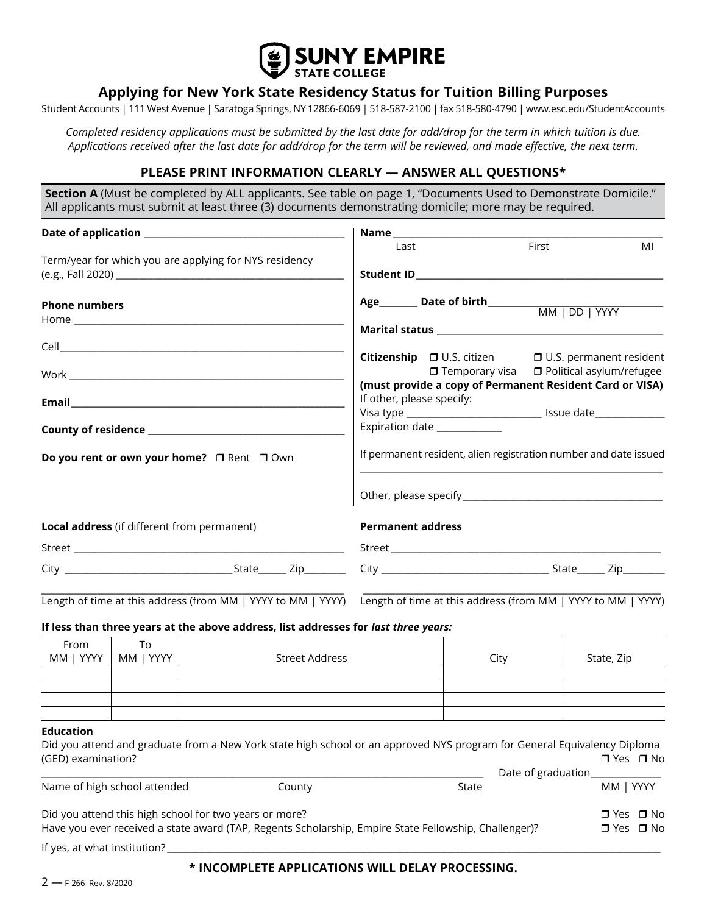**SUNY EMPIRE STATE COLLEGE**

## Applying for New York State Residency Status for Tuition Billing Purposes

Student Accounts | 111 West Avenue | Saratoga Springs, NY 12866-6069 | 518-587-2100 | fax 518-580-4790 | www.esc.edu/StudentAccounts

*Completed residency applications must be submitted by the last date for add/drop for the term in which tuition is due. Applications received after the last date for add/drop for the term will be reviewed, and made effective, the next term.*

### PLEASE PRINT INFORMATION CLEARLY — ANSWER ALL QUESTIONS*

**Section A** (Must be completed by ALL applicants. See table on page 1, "Documents Used to Demonstrate Domicile." All applicants must submit at least three (3) documents demonstrating domicile; more may be required.

**Date of application** ____________________

Term/year for which you are applying for NYS residency (e.g., Fall 2020) ____________________

**Phone numbers**

Home ____________________

Cell ____________________

Work ____________________

**Email** ____________________

**County of residence** ____________________

**Do you rent or own your home?** ☐ Rent ☐ Own

**Name** ____________________
Last First MI

**Student ID** ____________________

**Age** ______ **Date of birth** ____________________ MM | DD | YYYY

**Marital status** ____________________

**Citizenship** ☐ U.S. citizen ☐ U.S. permanent resident ☐ Temporary visa ☐ Political asylum/refugee

**(must provide a copy of Permanent Resident Card or VISA)**

If other, please specify:

Visa type ____________ Issue date ____________

Expiration date ____________

If permanent resident, alien registration number and date issued ____________________

Other, please specify ____________________

**Local address** (if different from permanent)

Street ____________________

City ____________________ State ______ Zip ________

____________________
Length of time at this address (from MM | YYYY to MM | YYYY)

**Permanent address**

Street ____________________

City ____________________ State ______ Zip ________

____________________
Length of time at this address (from MM | YYYY to MM | YYYY)

**If less than three years at the above address, list addresses for *last three years:***

| From MM \| YYYY | To MM \| YYYY | Street Address | City | State, Zip |
|---|---|---|---|---|
| | | | | |
| | | | | |
| | | | | |
| | | | | |

**Education**

Did you attend and graduate from a New York state high school or an approved NYS program for General Equivalency Diploma (GED) examination? ☐ Yes ☐ No

____________________ Date of graduation ____________
Name of high school attended County State MM | YYYY

Did you attend this high school for two years or more? ☐ Yes ☐ No

Have you ever received a state award (TAP, Regents Scholarship, Empire State Fellowship, Challenger)? ☐ Yes ☐ No

If yes, at what institution? ____________________

**\* INCOMPLETE APPLICATIONS WILL DELAY PROCESSING.**

F-266–Rev. 8/2020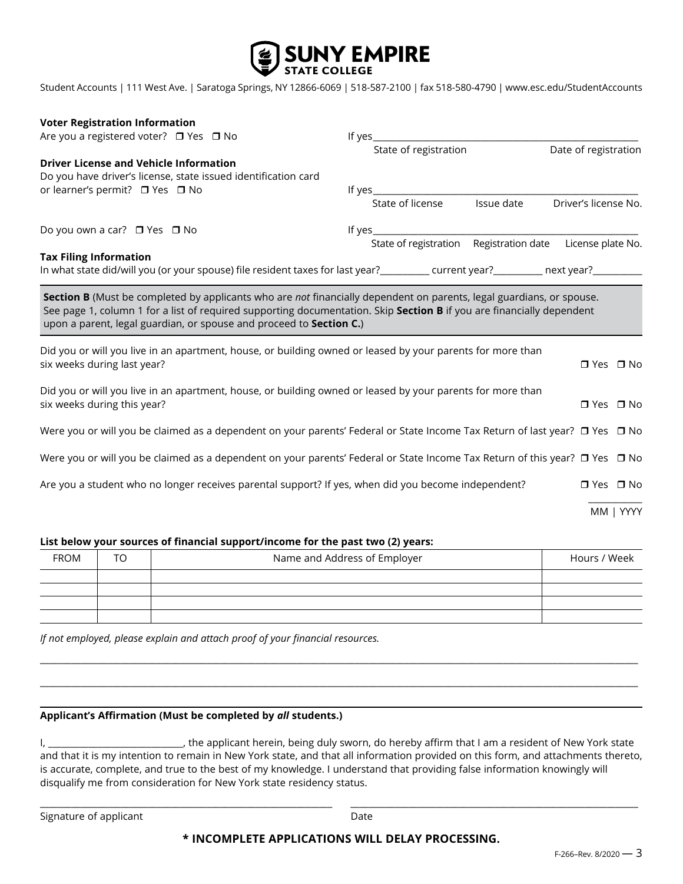# SUNY EMPIRE STATE COLLEGE

Student Accounts | 111 West Ave. | Saratoga Springs, NY 12866-6069 | 518-587-2100 | fax 518-580-4790 | www.esc.edu/StudentAccounts

**Voter Registration Information**

Are you a registered voter? ❒ Yes ❒ No

If yes\_\_\_\_\_\_\_\_\_\_\_\_\_\_\_\_\_\_\_\_\_\_\_\_\_\_\_\_\_\_\_\_\_\_\_\_\_\_\_\_\_\_\_\_
State of registration Date of registration

**Driver License and Vehicle Information**

Do you have driver's license, state issued identification card or learner's permit? ❒ Yes ❒ No

If yes\_\_\_\_\_\_\_\_\_\_\_\_\_\_\_\_\_\_\_\_\_\_\_\_\_\_\_\_\_\_\_\_\_\_\_\_\_\_\_\_\_\_\_\_
State of license Issue date Driver's license No.

Do you own a car? ❒ Yes ❒ No

If yes\_\_\_\_\_\_\_\_\_\_\_\_\_\_\_\_\_\_\_\_\_\_\_\_\_\_\_\_\_\_\_\_\_\_\_\_\_\_\_\_\_\_\_\_
State of registration Registration date License plate No.

**Tax Filing Information**

In what state did/will you (or your spouse) file resident taxes for last year?\_\_\_\_\_\_\_\_\_\_ current year?\_\_\_\_\_\_\_\_\_\_ next year?\_\_\_\_\_\_\_\_\_\_

**Section B** (Must be completed by applicants who are *not* financially dependent on parents, legal guardians, or spouse. See page 1, column 1 for a list of required supporting documentation. Skip **Section B** if you are financially dependent upon a parent, legal guardian, or spouse and proceed to **Section C.**)

Did you or will you live in an apartment, house, or building owned or leased by your parents for more than six weeks during last year? ❒ Yes ❒ No

Did you or will you live in an apartment, house, or building owned or leased by your parents for more than six weeks during this year? ❒ Yes ❒ No

Were you or will you be claimed as a dependent on your parents' Federal or State Income Tax Return of last year? ❒ Yes ❒ No

Were you or will you be claimed as a dependent on your parents' Federal or State Income Tax Return of this year? ❒ Yes ❒ No

Are you a student who no longer receives parental support? If yes, when did you become independent? ❒ Yes ❒ No

\_\_\_\_\_\_\_\_\_\_
MM | YYYY

**List below your sources of financial support/income for the past two (2) years:**

| FROM | TO | Name and Address of Employer | Hours / Week |
|---|---|---|---|
| | | | |
| | | | |
| | | | |
| | | | |

*If not employed, please explain and attach proof of your financial resources.*

\_\_\_\_\_\_\_\_\_\_\_\_\_\_\_\_\_\_\_\_\_\_\_\_\_\_\_\_\_\_\_\_\_\_\_\_\_\_\_\_\_\_\_\_\_\_\_\_\_\_\_\_\_\_\_\_\_\_\_\_\_\_\_\_\_\_\_\_\_\_\_\_

\_\_\_\_\_\_\_\_\_\_\_\_\_\_\_\_\_\_\_\_\_\_\_\_\_\_\_\_\_\_\_\_\_\_\_\_\_\_\_\_\_\_\_\_\_\_\_\_\_\_\_\_\_\_\_\_\_\_\_\_\_\_\_\_\_\_\_\_\_\_\_\_

**Applicant's Affirmation (Must be completed by *all* students.)**

I, \_\_\_\_\_\_\_\_\_\_\_\_\_\_\_\_\_\_\_\_\_\_\_\_\_\_\_\_, the applicant herein, being duly sworn, do hereby affirm that I am a resident of New York state and that it is my intention to remain in New York state, and that all information provided on this form, and attachments thereto, is accurate, complete, and true to the best of my knowledge. I understand that providing false information knowingly will disqualify me from consideration for New York state residency status.

\_\_\_\_\_\_\_\_\_\_\_\_\_\_\_\_\_\_\_\_\_\_\_\_\_\_\_\_\_\_\_\_ \_\_\_\_\_\_\_\_\_\_\_\_\_\_\_\_\_\_\_\_\_\_\_\_\_\_\_\_\_\_\_\_
Signature of applicant Date

**\* INCOMPLETE APPLICATIONS WILL DELAY PROCESSING.**

F-266–Rev. 8/2020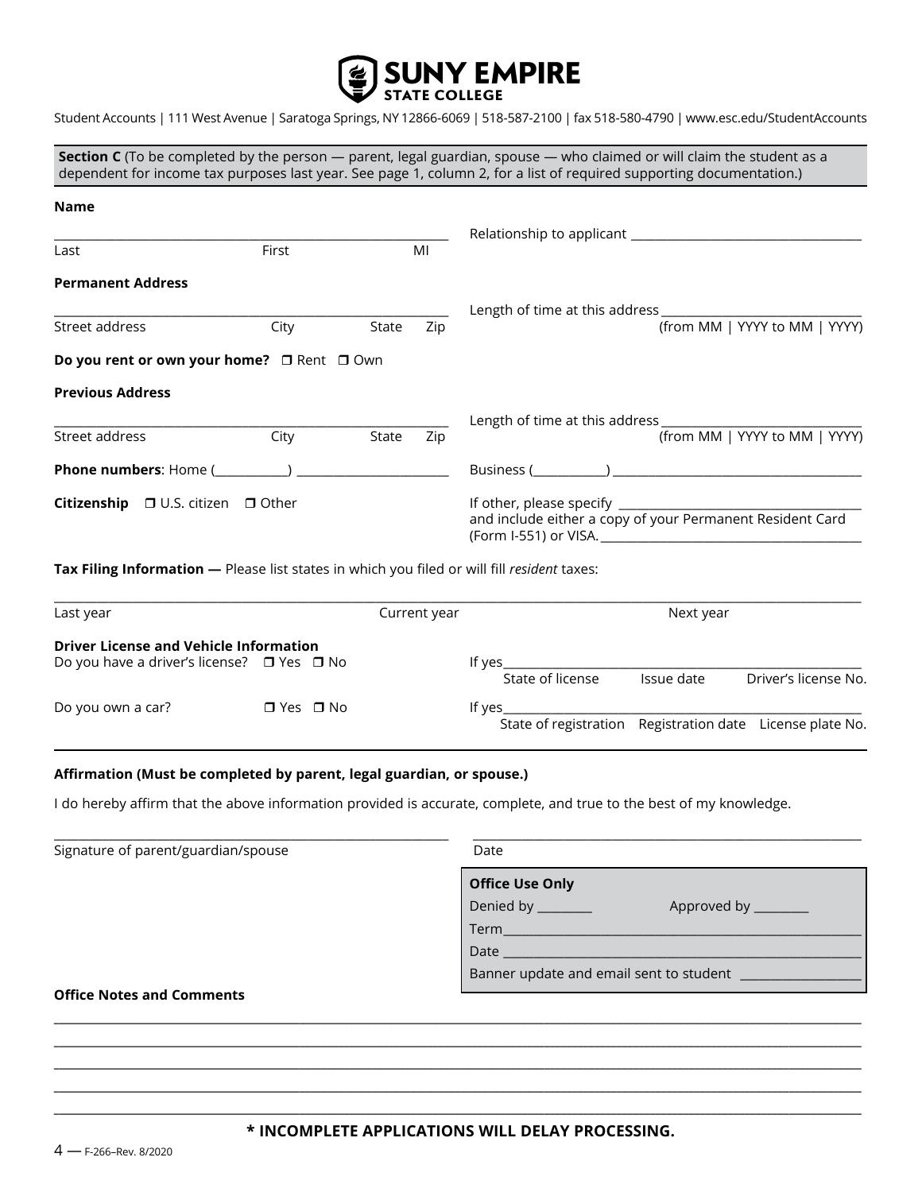**SUNY EMPIRE STATE COLLEGE**

Student Accounts | 111 West Avenue | Saratoga Springs, NY 12866-6069 | 518-587-2100 | fax 518-580-4790 | www.esc.edu/StudentAccounts

**Section C** (To be completed by the person — parent, legal guardian, spouse — who claimed or will claim the student as a dependent for income tax purposes last year. See page 1, column 2, for a list of required supporting documentation.)

**Name**

___________________________________________

Last First MI

Relationship to applicant ___________________________

**Permanent Address**

___________________________________________

Street address City State Zip

Length of time at this address ___________________________ (from MM | YYYY to MM | YYYY)

**Do you rent or own your home?** ☐ Rent ☐ Own

**Previous Address**

___________________________________________

Street address City State Zip

Length of time at this address ___________________________ (from MM | YYYY to MM | YYYY)

**Phone numbers**: Home (_________) ____________________

Business (_________) ____________________

**Citizenship** ☐ U.S. citizen ☐ Other

If other, please specify ___________________________ and include either a copy of your Permanent Resident Card (Form I-551) or VISA. ___________________________

**Tax Filing Information —** Please list states in which you filed or will fill *resident* taxes:

___________________________________________

Last year Current year Next year

**Driver License and Vehicle Information**

Do you have a driver's license? ☐ Yes ☐ No

If yes___________________________________________

State of license Issue date Driver's license No.

Do you own a car? ☐ Yes ☐ No

If yes___________________________________________

State of registration Registration date License plate No.

**Affirmation (Must be completed by parent, legal guardian, or spouse.)**

I do hereby affirm that the above information provided is accurate, complete, and true to the best of my knowledge.

___________________________________________ ___________________________

Signature of parent/guardian/spouse Date

**Office Use Only**

Denied by ________ Approved by ________

Term___________________________

Date ___________________________

Banner update and email sent to student ________________

**Office Notes and Comments**

___________________________________________

___________________________________________

___________________________________________

___________________________________________

___________________________________________

**\* INCOMPLETE APPLICATIONS WILL DELAY PROCESSING.**

F-266–Rev. 8/2020